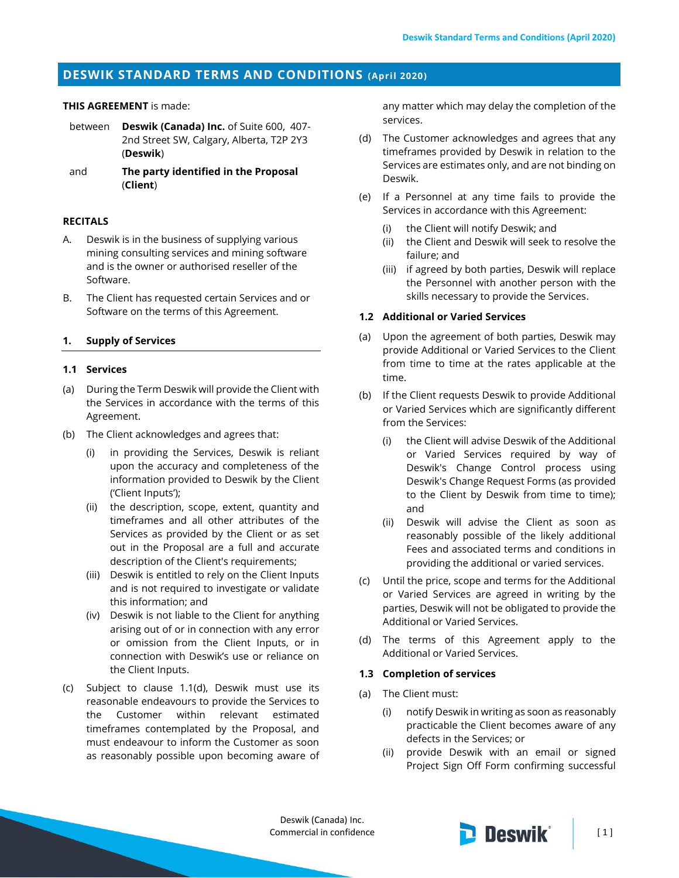# DESWIK STANDARD TERMS AND CONDITIONS (April 2020)

**THIS AGREEMENT** is made:

between **Deswik (Canada) Inc.** of Suite 600, 407-2nd Street SW, Calgary, Alberta, T2P 2Y3 (**Deswik**)

and **The party identified in the Proposal** (**Client**)

**RECITALS**

A. Deswik is in the business of supplying various mining consulting services and mining software and is the owner or authorised reseller of the Software.

B. The Client has requested certain Services and or Software on the terms of this Agreement.

## 1. Supply of Services

### 1.1 Services

(a) During the Term Deswik will provide the Client with the Services in accordance with the terms of this Agreement.

(b) The Client acknowledges and agrees that:

(i) in providing the Services, Deswik is reliant upon the accuracy and completeness of the information provided to Deswik by the Client ('Client Inputs');

(ii) the description, scope, extent, quantity and timeframes and all other attributes of the Services as provided by the Client or as set out in the Proposal are a full and accurate description of the Client's requirements;

(iii) Deswik is entitled to rely on the Client Inputs and is not required to investigate or validate this information; and

(iv) Deswik is not liable to the Client for anything arising out of or in connection with any error or omission from the Client Inputs, or in connection with Deswik's use or reliance on the Client Inputs.

(c) Subject to clause 1.1(d), Deswik must use its reasonable endeavours to provide the Services to the Customer within relevant estimated timeframes contemplated by the Proposal, and must endeavour to inform the Customer as soon as reasonably possible upon becoming aware of any matter which may delay the completion of the services.

(d) The Customer acknowledges and agrees that any timeframes provided by Deswik in relation to the Services are estimates only, and are not binding on Deswik.

(e) If a Personnel at any time fails to provide the Services in accordance with this Agreement:

(i) the Client will notify Deswik; and

(ii) the Client and Deswik will seek to resolve the failure; and

(iii) if agreed by both parties, Deswik will replace the Personnel with another person with the skills necessary to provide the Services.

### 1.2 Additional or Varied Services

(a) Upon the agreement of both parties, Deswik may provide Additional or Varied Services to the Client from time to time at the rates applicable at the time.

(b) If the Client requests Deswik to provide Additional or Varied Services which are significantly different from the Services:

(i) the Client will advise Deswik of the Additional or Varied Services required by way of Deswik's Change Control process using Deswik's Change Request Forms (as provided to the Client by Deswik from time to time); and

(ii) Deswik will advise the Client as soon as reasonably possible of the likely additional Fees and associated terms and conditions in providing the additional or varied services.

(c) Until the price, scope and terms for the Additional or Varied Services are agreed in writing by the parties, Deswik will not be obligated to provide the Additional or Varied Services.

(d) The terms of this Agreement apply to the Additional or Varied Services.

### 1.3 Completion of services

(a) The Client must:

(i) notify Deswik in writing as soon as reasonably practicable the Client becomes aware of any defects in the Services; or

(ii) provide Deswik with an email or signed Project Sign Off Form confirming successful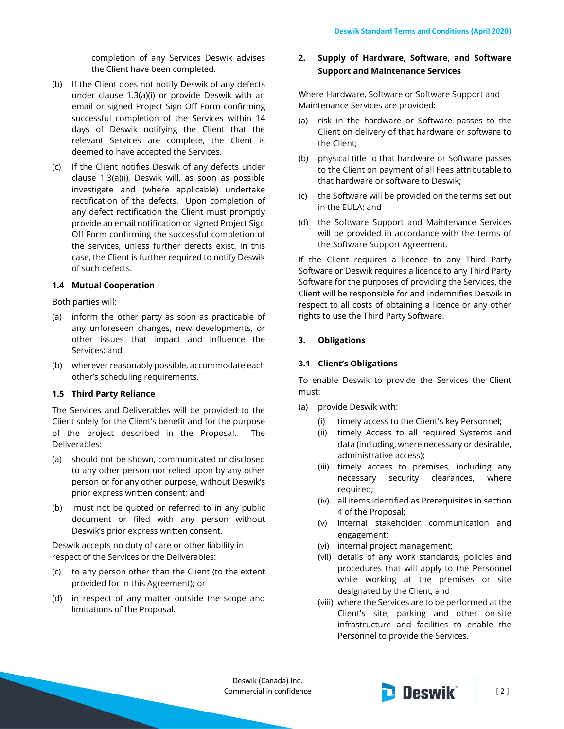completion of any Services Deswik advises the Client have been completed.

(b) If the Client does not notify Deswik of any defects under clause 1.3(a)(i) or provide Deswik with an email or signed Project Sign Off Form confirming successful completion of the Services within 14 days of Deswik notifying the Client that the relevant Services are complete, the Client is deemed to have accepted the Services.

(c) If the Client notifies Deswik of any defects under clause 1.3(a)(i), Deswik will, as soon as possible investigate and (where applicable) undertake rectification of the defects. Upon completion of any defect rectification the Client must promptly provide an email notification or signed Project Sign Off Form confirming the successful completion of the services, unless further defects exist. In this case, the Client is further required to notify Deswik of such defects.

### 1.4 Mutual Cooperation

Both parties will:

(a) inform the other party as soon as practicable of any unforeseen changes, new developments, or other issues that impact and influence the Services; and

(b) wherever reasonably possible, accommodate each other's scheduling requirements.

### 1.5 Third Party Reliance

The Services and Deliverables will be provided to the Client solely for the Client's benefit and for the purpose of the project described in the Proposal. The Deliverables:

(a) should not be shown, communicated or disclosed to any other person nor relied upon by any other person or for any other purpose, without Deswik's prior express written consent; and

(b) must not be quoted or referred to in any public document or filed with any person without Deswik's prior express written consent.

Deswik accepts no duty of care or other liability in respect of the Services or the Deliverables:

(c) to any person other than the Client (to the extent provided for in this Agreement); or

(d) in respect of any matter outside the scope and limitations of the Proposal.

## 2. Supply of Hardware, Software, and Software Support and Maintenance Services

Where Hardware, Software or Software Support and Maintenance Services are provided:

(a) risk in the hardware or Software passes to the Client on delivery of that hardware or software to the Client;

(b) physical title to that hardware or Software passes to the Client on payment of all Fees attributable to that hardware or software to Deswik;

(c) the Software will be provided on the terms set out in the EULA; and

(d) the Software Support and Maintenance Services will be provided in accordance with the terms of the Software Support Agreement.

If the Client requires a licence to any Third Party Software or Deswik requires a licence to any Third Party Software for the purposes of providing the Services, the Client will be responsible for and indemnifies Deswik in respect to all costs of obtaining a licence or any other rights to use the Third Party Software.

## 3. Obligations

### 3.1 Client's Obligations

To enable Deswik to provide the Services the Client must:

(a) provide Deswik with:

   (i) timely access to the Client's key Personnel;

   (ii) timely Access to all required Systems and data (including, where necessary or desirable, administrative access);

   (iii) timely access to premises, including any necessary security clearances, where required;

   (iv) all items identified as Prerequisites in section 4 of the Proposal;

   (v) internal stakeholder communication and engagement;

   (vi) internal project management;

   (vii) details of any work standards, policies and procedures that will apply to the Personnel while working at the premises or site designated by the Client; and

   (viii) where the Services are to be performed at the Client's site, parking and other on-site infrastructure and facilities to enable the Personnel to provide the Services.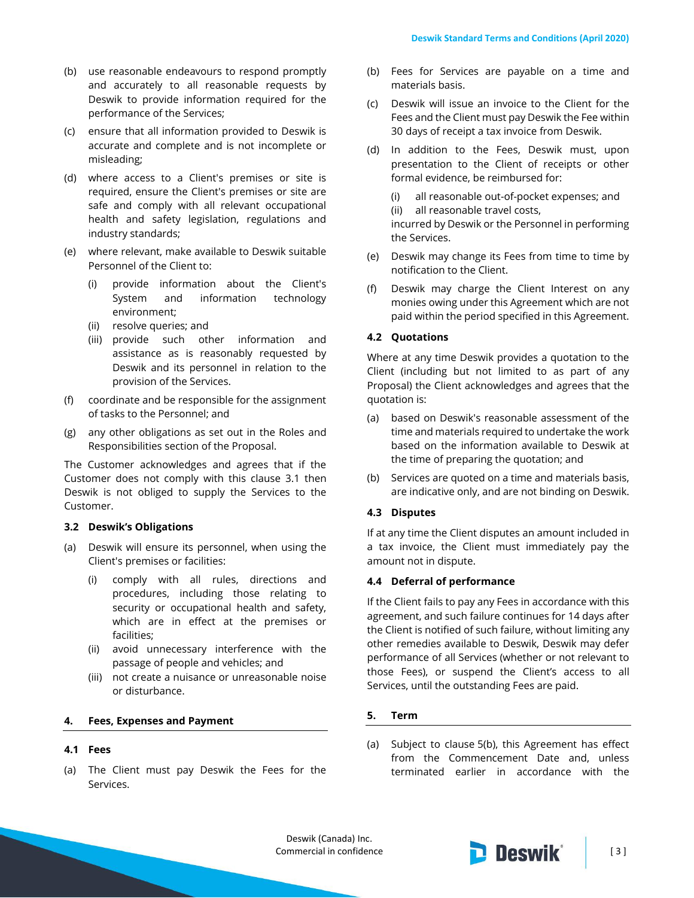(b) use reasonable endeavours to respond promptly and accurately to all reasonable requests by Deswik to provide information required for the performance of the Services;

(c) ensure that all information provided to Deswik is accurate and complete and is not incomplete or misleading;

(d) where access to a Client's premises or site is required, ensure the Client's premises or site are safe and comply with all relevant occupational health and safety legislation, regulations and industry standards;

(e) where relevant, make available to Deswik suitable Personnel of the Client to:

   (i) provide information about the Client's System and information technology environment;

   (ii) resolve queries; and

   (iii) provide such other information and assistance as is reasonably requested by Deswik and its personnel in relation to the provision of the Services.

(f) coordinate and be responsible for the assignment of tasks to the Personnel; and

(g) any other obligations as set out in the Roles and Responsibilities section of the Proposal.

The Customer acknowledges and agrees that if the Customer does not comply with this clause 3.1 then Deswik is not obliged to supply the Services to the Customer.

### 3.2 Deswik's Obligations

(a) Deswik will ensure its personnel, when using the Client's premises or facilities:

   (i) comply with all rules, directions and procedures, including those relating to security or occupational health and safety, which are in effect at the premises or facilities;

   (ii) avoid unnecessary interference with the passage of people and vehicles; and

   (iii) not create a nuisance or unreasonable noise or disturbance.

## 4. Fees, Expenses and Payment

### 4.1 Fees

(a) The Client must pay Deswik the Fees for the Services.

(b) Fees for Services are payable on a time and materials basis.

(c) Deswik will issue an invoice to the Client for the Fees and the Client must pay Deswik the Fee within 30 days of receipt a tax invoice from Deswik.

(d) In addition to the Fees, Deswik must, upon presentation to the Client of receipts or other formal evidence, be reimbursed for:

   (i) all reasonable out-of-pocket expenses; and

   (ii) all reasonable travel costs,

   incurred by Deswik or the Personnel in performing the Services.

(e) Deswik may change its Fees from time to time by notification to the Client.

(f) Deswik may charge the Client Interest on any monies owing under this Agreement which are not paid within the period specified in this Agreement.

### 4.2 Quotations

Where at any time Deswik provides a quotation to the Client (including but not limited to as part of any Proposal) the Client acknowledges and agrees that the quotation is:

(a) based on Deswik's reasonable assessment of the time and materials required to undertake the work based on the information available to Deswik at the time of preparing the quotation; and

(b) Services are quoted on a time and materials basis, are indicative only, and are not binding on Deswik.

### 4.3 Disputes

If at any time the Client disputes an amount included in a tax invoice, the Client must immediately pay the amount not in dispute.

### 4.4 Deferral of performance

If the Client fails to pay any Fees in accordance with this agreement, and such failure continues for 14 days after the Client is notified of such failure, without limiting any other remedies available to Deswik, Deswik may defer performance of all Services (whether or not relevant to those Fees), or suspend the Client's access to all Services, until the outstanding Fees are paid.

## 5. Term

(a) Subject to clause 5(b), this Agreement has effect from the Commencement Date and, unless terminated earlier in accordance with the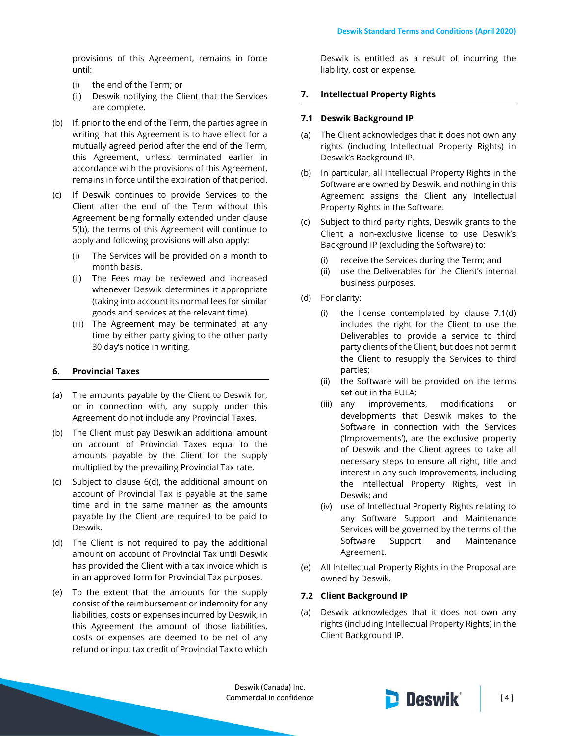provisions of this Agreement, remains in force until:

- (i) the end of the Term; or
- (ii) Deswik notifying the Client that the Services are complete.

(b) If, prior to the end of the Term, the parties agree in writing that this Agreement is to have effect for a mutually agreed period after the end of the Term, this Agreement, unless terminated earlier in accordance with the provisions of this Agreement, remains in force until the expiration of that period.

(c) If Deswik continues to provide Services to the Client after the end of the Term without this Agreement being formally extended under clause 5(b), the terms of this Agreement will continue to apply and following provisions will also apply:

- (i) The Services will be provided on a month to month basis.
- (ii) The Fees may be reviewed and increased whenever Deswik determines it appropriate (taking into account its normal fees for similar goods and services at the relevant time).
- (iii) The Agreement may be terminated at any time by either party giving to the other party 30 day's notice in writing.

## 6. Provincial Taxes

(a) The amounts payable by the Client to Deswik for, or in connection with, any supply under this Agreement do not include any Provincial Taxes.

(b) The Client must pay Deswik an additional amount on account of Provincial Taxes equal to the amounts payable by the Client for the supply multiplied by the prevailing Provincial Tax rate.

(c) Subject to clause 6(d), the additional amount on account of Provincial Tax is payable at the same time and in the same manner as the amounts payable by the Client are required to be paid to Deswik.

(d) The Client is not required to pay the additional amount on account of Provincial Tax until Deswik has provided the Client with a tax invoice which is in an approved form for Provincial Tax purposes.

(e) To the extent that the amounts for the supply consist of the reimbursement or indemnity for any liabilities, costs or expenses incurred by Deswik, in this Agreement the amount of those liabilities, costs or expenses are deemed to be net of any refund or input tax credit of Provincial Tax to which Deswik is entitled as a result of incurring the liability, cost or expense.

## 7. Intellectual Property Rights

### 7.1 Deswik Background IP

(a) The Client acknowledges that it does not own any rights (including Intellectual Property Rights) in Deswik's Background IP.

(b) In particular, all Intellectual Property Rights in the Software are owned by Deswik, and nothing in this Agreement assigns the Client any Intellectual Property Rights in the Software.

(c) Subject to third party rights, Deswik grants to the Client a non-exclusive license to use Deswik's Background IP (excluding the Software) to:

- (i) receive the Services during the Term; and
- (ii) use the Deliverables for the Client's internal business purposes.

(d) For clarity:

- (i) the license contemplated by clause 7.1(d) includes the right for the Client to use the Deliverables to provide a service to third party clients of the Client, but does not permit the Client to resupply the Services to third parties;
- (ii) the Software will be provided on the terms set out in the EULA;
- (iii) any improvements, modifications or developments that Deswik makes to the Software in connection with the Services ('Improvements'), are the exclusive property of Deswik and the Client agrees to take all necessary steps to ensure all right, title and interest in any such Improvements, including the Intellectual Property Rights, vest in Deswik; and
- (iv) use of Intellectual Property Rights relating to any Software Support and Maintenance Services will be governed by the terms of the Software Support and Maintenance Agreement.

(e) All Intellectual Property Rights in the Proposal are owned by Deswik.

### 7.2 Client Background IP

(a) Deswik acknowledges that it does not own any rights (including Intellectual Property Rights) in the Client Background IP.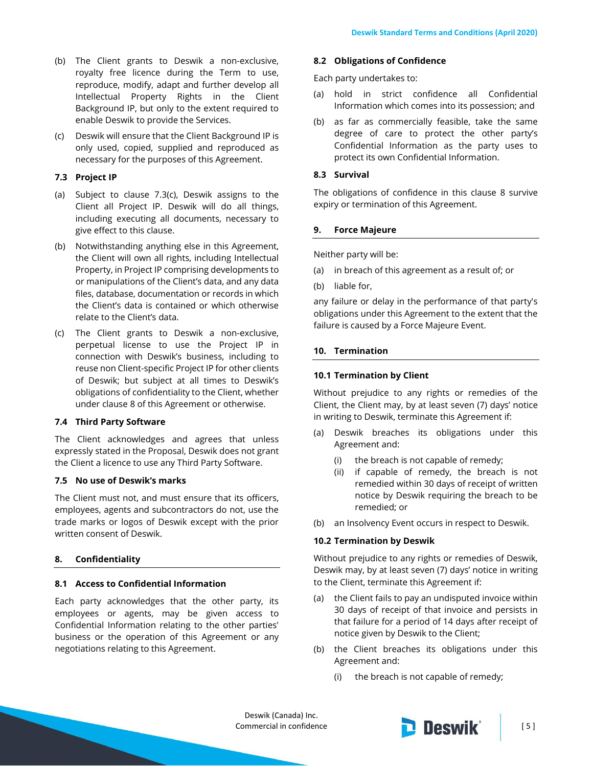(b) The Client grants to Deswik a non-exclusive, royalty free licence during the Term to use, reproduce, modify, adapt and further develop all Intellectual Property Rights in the Client Background IP, but only to the extent required to enable Deswik to provide the Services.

(c) Deswik will ensure that the Client Background IP is only used, copied, supplied and reproduced as necessary for the purposes of this Agreement.

### 7.3 Project IP

(a) Subject to clause 7.3(c), Deswik assigns to the Client all Project IP. Deswik will do all things, including executing all documents, necessary to give effect to this clause.

(b) Notwithstanding anything else in this Agreement, the Client will own all rights, including Intellectual Property, in Project IP comprising developments to or manipulations of the Client's data, and any data files, database, documentation or records in which the Client's data is contained or which otherwise relate to the Client's data.

(c) The Client grants to Deswik a non-exclusive, perpetual license to use the Project IP in connection with Deswik's business, including to reuse non Client-specific Project IP for other clients of Deswik; but subject at all times to Deswik's obligations of confidentiality to the Client, whether under clause 8 of this Agreement or otherwise.

### 7.4 Third Party Software

The Client acknowledges and agrees that unless expressly stated in the Proposal, Deswik does not grant the Client a licence to use any Third Party Software.

### 7.5 No use of Deswik's marks

The Client must not, and must ensure that its officers, employees, agents and subcontractors do not, use the trade marks or logos of Deswik except with the prior written consent of Deswik.

## 8. Confidentiality

### 8.1 Access to Confidential Information

Each party acknowledges that the other party, its employees or agents, may be given access to Confidential Information relating to the other parties' business or the operation of this Agreement or any negotiations relating to this Agreement.

### 8.2 Obligations of Confidence

Each party undertakes to:

(a) hold in strict confidence all Confidential Information which comes into its possession; and

(b) as far as commercially feasible, take the same degree of care to protect the other party's Confidential Information as the party uses to protect its own Confidential Information.

### 8.3 Survival

The obligations of confidence in this clause 8 survive expiry or termination of this Agreement.

## 9. Force Majeure

Neither party will be:

(a) in breach of this agreement as a result of; or

(b) liable for,

any failure or delay in the performance of that party's obligations under this Agreement to the extent that the failure is caused by a Force Majeure Event.

## 10. Termination

### 10.1 Termination by Client

Without prejudice to any rights or remedies of the Client, the Client may, by at least seven (7) days' notice in writing to Deswik, terminate this Agreement if:

(a) Deswik breaches its obligations under this Agreement and:

  (i) the breach is not capable of remedy;

  (ii) if capable of remedy, the breach is not remedied within 30 days of receipt of written notice by Deswik requiring the breach to be remedied; or

(b) an Insolvency Event occurs in respect to Deswik.

### 10.2 Termination by Deswik

Without prejudice to any rights or remedies of Deswik, Deswik may, by at least seven (7) days' notice in writing to the Client, terminate this Agreement if:

(a) the Client fails to pay an undisputed invoice within 30 days of receipt of that invoice and persists in that failure for a period of 14 days after receipt of notice given by Deswik to the Client;

(b) the Client breaches its obligations under this Agreement and:

  (i) the breach is not capable of remedy;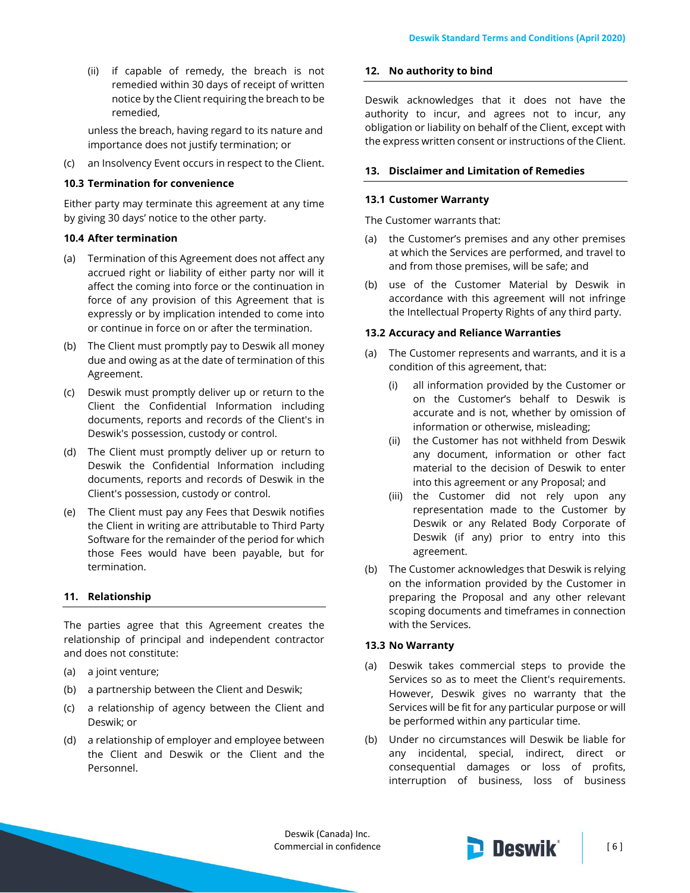(ii) if capable of remedy, the breach is not remedied within 30 days of receipt of written notice by the Client requiring the breach to be remedied,

unless the breach, having regard to its nature and importance does not justify termination; or

(c) an Insolvency Event occurs in respect to the Client.

### 10.3 Termination for convenience

Either party may terminate this agreement at any time by giving 30 days' notice to the other party.

### 10.4 After termination

(a) Termination of this Agreement does not affect any accrued right or liability of either party nor will it affect the coming into force or the continuation in force of any provision of this Agreement that is expressly or by implication intended to come into or continue in force on or after the termination.

(b) The Client must promptly pay to Deswik all money due and owing as at the date of termination of this Agreement.

(c) Deswik must promptly deliver up or return to the Client the Confidential Information including documents, reports and records of the Client's in Deswik's possession, custody or control.

(d) The Client must promptly deliver up or return to Deswik the Confidential Information including documents, reports and records of Deswik in the Client's possession, custody or control.

(e) The Client must pay any Fees that Deswik notifies the Client in writing are attributable to Third Party Software for the remainder of the period for which those Fees would have been payable, but for termination.

## 11. Relationship

The parties agree that this Agreement creates the relationship of principal and independent contractor and does not constitute:

(a) a joint venture;

(b) a partnership between the Client and Deswik;

(c) a relationship of agency between the Client and Deswik; or

(d) a relationship of employer and employee between the Client and Deswik or the Client and the Personnel.

## 12. No authority to bind

Deswik acknowledges that it does not have the authority to incur, and agrees not to incur, any obligation or liability on behalf of the Client, except with the express written consent or instructions of the Client.

## 13. Disclaimer and Limitation of Remedies

### 13.1 Customer Warranty

The Customer warrants that:

(a) the Customer's premises and any other premises at which the Services are performed, and travel to and from those premises, will be safe; and

(b) use of the Customer Material by Deswik in accordance with this agreement will not infringe the Intellectual Property Rights of any third party.

### 13.2 Accuracy and Reliance Warranties

(a) The Customer represents and warrants, and it is a condition of this agreement, that:

(i) all information provided by the Customer or on the Customer's behalf to Deswik is accurate and is not, whether by omission of information or otherwise, misleading;

(ii) the Customer has not withheld from Deswik any document, information or other fact material to the decision of Deswik to enter into this agreement or any Proposal; and

(iii) the Customer did not rely upon any representation made to the Customer by Deswik or any Related Body Corporate of Deswik (if any) prior to entry into this agreement.

(b) The Customer acknowledges that Deswik is relying on the information provided by the Customer in preparing the Proposal and any other relevant scoping documents and timeframes in connection with the Services.

### 13.3 No Warranty

(a) Deswik takes commercial steps to provide the Services so as to meet the Client's requirements. However, Deswik gives no warranty that the Services will be fit for any particular purpose or will be performed within any particular time.

(b) Under no circumstances will Deswik be liable for any incidental, special, indirect, direct or consequential damages or loss of profits, interruption of business, loss of business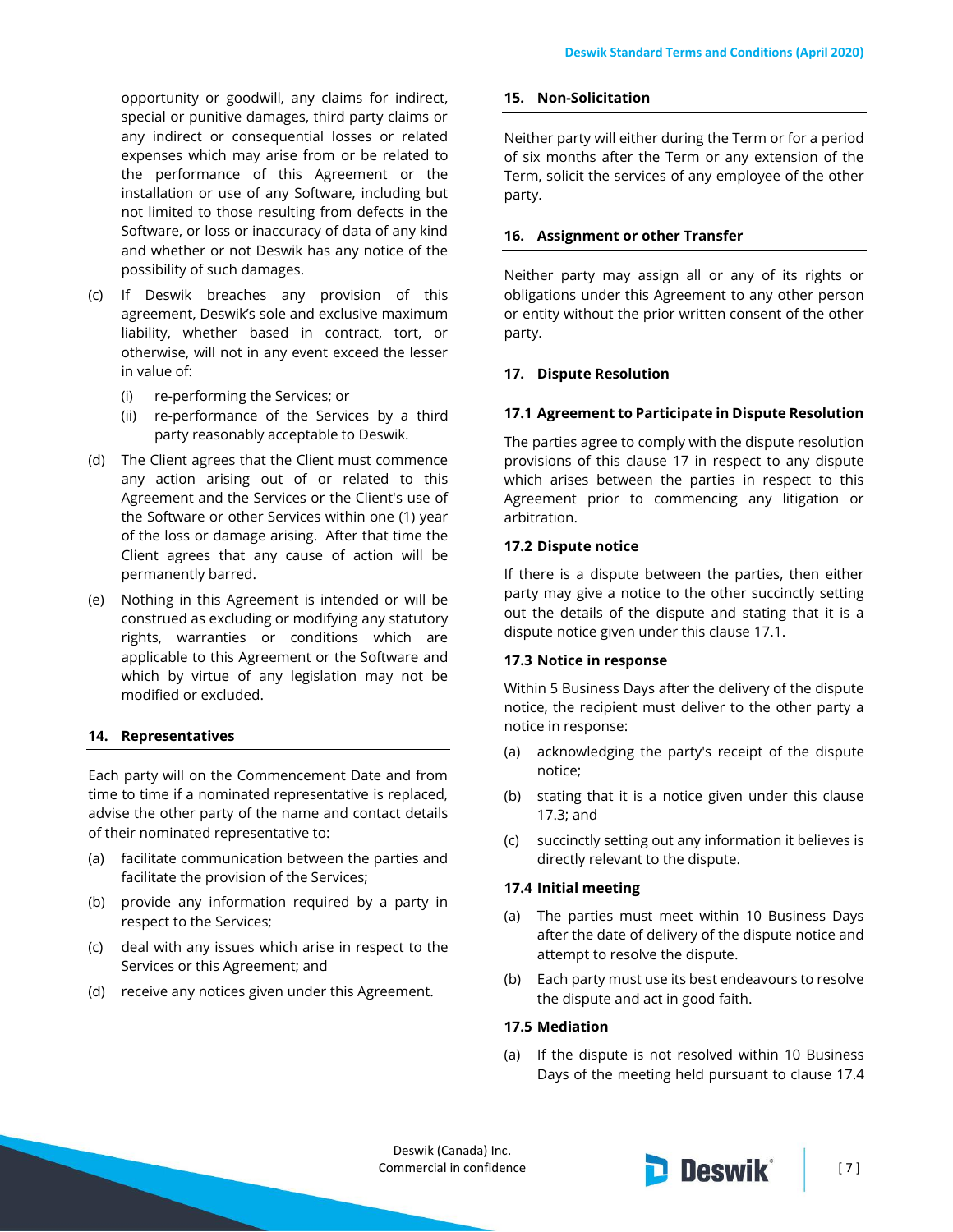opportunity or goodwill, any claims for indirect, special or punitive damages, third party claims or any indirect or consequential losses or related expenses which may arise from or be related to the performance of this Agreement or the installation or use of any Software, including but not limited to those resulting from defects in the Software, or loss or inaccuracy of data of any kind and whether or not Deswik has any notice of the possibility of such damages.

(c) If Deswik breaches any provision of this agreement, Deswik's sole and exclusive maximum liability, whether based in contract, tort, or otherwise, will not in any event exceed the lesser in value of:

  (i) re-performing the Services; or

  (ii) re-performance of the Services by a third party reasonably acceptable to Deswik.

(d) The Client agrees that the Client must commence any action arising out of or related to this Agreement and the Services or the Client's use of the Software or other Services within one (1) year of the loss or damage arising. After that time the Client agrees that any cause of action will be permanently barred.

(e) Nothing in this Agreement is intended or will be construed as excluding or modifying any statutory rights, warranties or conditions which are applicable to this Agreement or the Software and which by virtue of any legislation may not be modified or excluded.

## 14. Representatives

Each party will on the Commencement Date and from time to time if a nominated representative is replaced, advise the other party of the name and contact details of their nominated representative to:

(a) facilitate communication between the parties and facilitate the provision of the Services;

(b) provide any information required by a party in respect to the Services;

(c) deal with any issues which arise in respect to the Services or this Agreement; and

(d) receive any notices given under this Agreement.

## 15. Non-Solicitation

Neither party will either during the Term or for a period of six months after the Term or any extension of the Term, solicit the services of any employee of the other party.

## 16. Assignment or other Transfer

Neither party may assign all or any of its rights or obligations under this Agreement to any other person or entity without the prior written consent of the other party.

## 17. Dispute Resolution

### 17.1 Agreement to Participate in Dispute Resolution

The parties agree to comply with the dispute resolution provisions of this clause 17 in respect to any dispute which arises between the parties in respect to this Agreement prior to commencing any litigation or arbitration.

### 17.2 Dispute notice

If there is a dispute between the parties, then either party may give a notice to the other succinctly setting out the details of the dispute and stating that it is a dispute notice given under this clause 17.1.

### 17.3 Notice in response

Within 5 Business Days after the delivery of the dispute notice, the recipient must deliver to the other party a notice in response:

(a) acknowledging the party's receipt of the dispute notice;

(b) stating that it is a notice given under this clause 17.3; and

(c) succinctly setting out any information it believes is directly relevant to the dispute.

### 17.4 Initial meeting

(a) The parties must meet within 10 Business Days after the date of delivery of the dispute notice and attempt to resolve the dispute.

(b) Each party must use its best endeavours to resolve the dispute and act in good faith.

### 17.5 Mediation

(a) If the dispute is not resolved within 10 Business Days of the meeting held pursuant to clause 17.4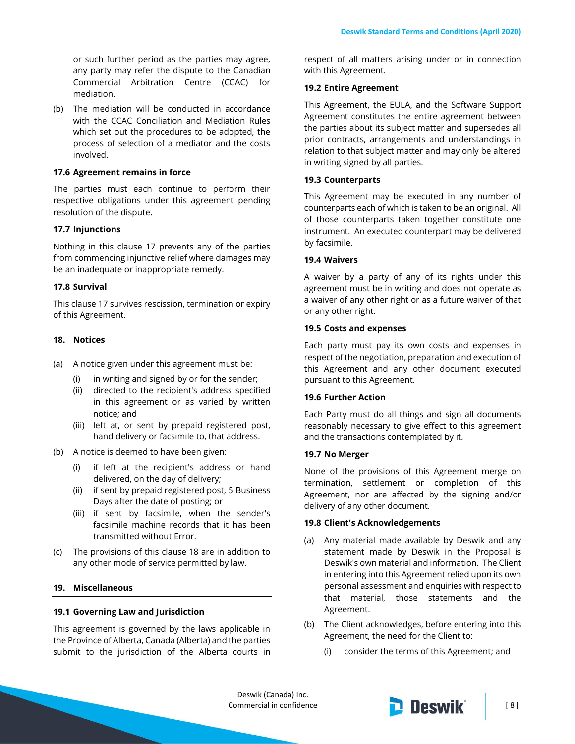or such further period as the parties may agree, any party may refer the dispute to the Canadian Commercial Arbitration Centre (CCAC) for mediation.

(b) The mediation will be conducted in accordance with the CCAC Conciliation and Mediation Rules which set out the procedures to be adopted, the process of selection of a mediator and the costs involved.

### 17.6 Agreement remains in force

The parties must each continue to perform their respective obligations under this agreement pending resolution of the dispute.

### 17.7 Injunctions

Nothing in this clause 17 prevents any of the parties from commencing injunctive relief where damages may be an inadequate or inappropriate remedy.

### 17.8 Survival

This clause 17 survives rescission, termination or expiry of this Agreement.

## 18. Notices

(a) A notice given under this agreement must be:

  (i) in writing and signed by or for the sender;

  (ii) directed to the recipient's address specified in this agreement or as varied by written notice; and

  (iii) left at, or sent by prepaid registered post, hand delivery or facsimile to, that address.

(b) A notice is deemed to have been given:

  (i) if left at the recipient's address or hand delivered, on the day of delivery;

  (ii) if sent by prepaid registered post, 5 Business Days after the date of posting; or

  (iii) if sent by facsimile, when the sender's facsimile machine records that it has been transmitted without Error.

(c) The provisions of this clause 18 are in addition to any other mode of service permitted by law.

## 19. Miscellaneous

### 19.1 Governing Law and Jurisdiction

This agreement is governed by the laws applicable in the Province of Alberta, Canada (Alberta) and the parties submit to the jurisdiction of the Alberta courts in respect of all matters arising under or in connection with this Agreement.

### 19.2 Entire Agreement

This Agreement, the EULA, and the Software Support Agreement constitutes the entire agreement between the parties about its subject matter and supersedes all prior contracts, arrangements and understandings in relation to that subject matter and may only be altered in writing signed by all parties.

### 19.3 Counterparts

This Agreement may be executed in any number of counterparts each of which is taken to be an original. All of those counterparts taken together constitute one instrument. An executed counterpart may be delivered by facsimile.

### 19.4 Waivers

A waiver by a party of any of its rights under this agreement must be in writing and does not operate as a waiver of any other right or as a future waiver of that or any other right.

### 19.5 Costs and expenses

Each party must pay its own costs and expenses in respect of the negotiation, preparation and execution of this Agreement and any other document executed pursuant to this Agreement.

### 19.6 Further Action

Each Party must do all things and sign all documents reasonably necessary to give effect to this agreement and the transactions contemplated by it.

### 19.7 No Merger

None of the provisions of this Agreement merge on termination, settlement or completion of this Agreement, nor are affected by the signing and/or delivery of any other document.

### 19.8 Client's Acknowledgements

(a) Any material made available by Deswik and any statement made by Deswik in the Proposal is Deswik's own material and information. The Client in entering into this Agreement relied upon its own personal assessment and enquiries with respect to that material, those statements and the Agreement.

(b) The Client acknowledges, before entering into this Agreement, the need for the Client to:

  (i) consider the terms of this Agreement; and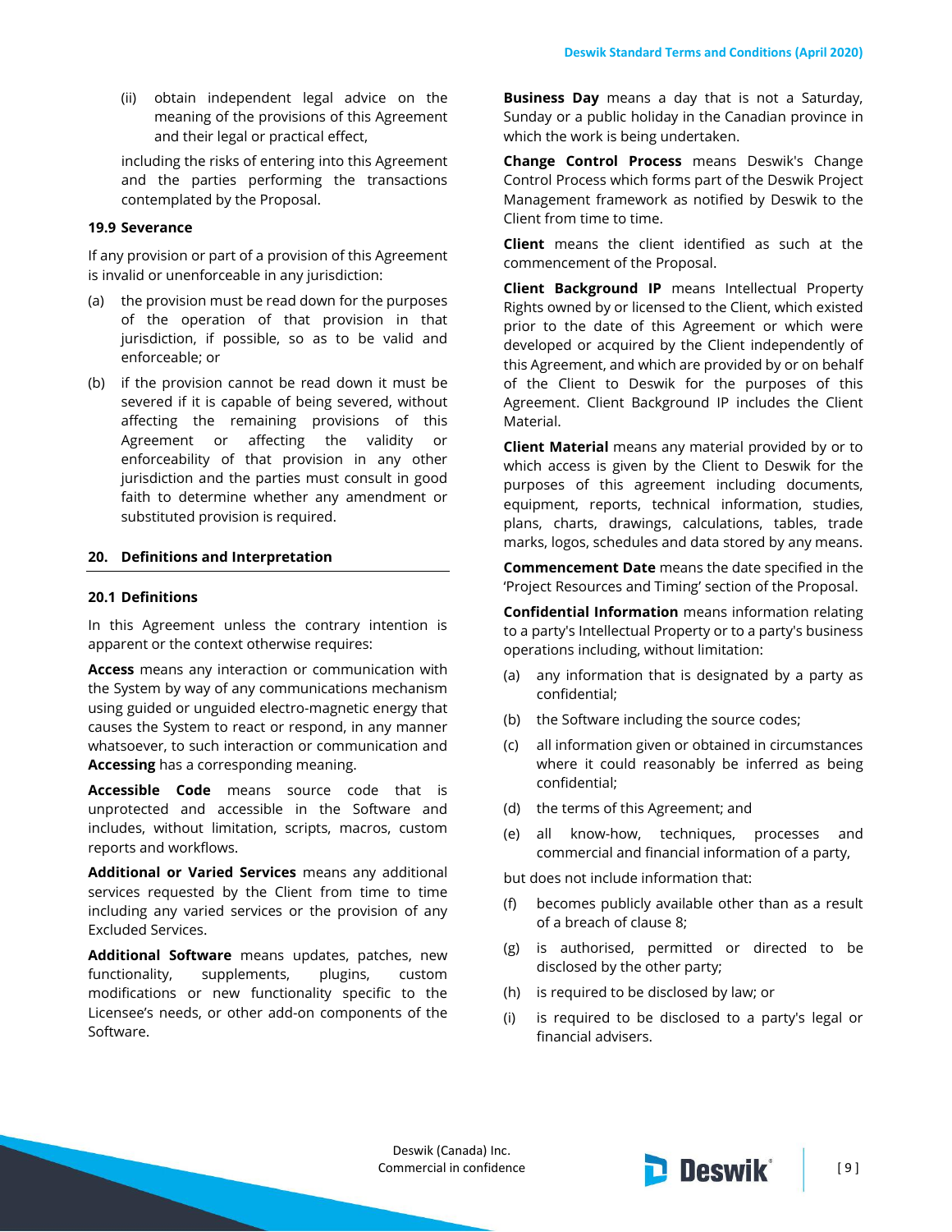(ii) obtain independent legal advice on the meaning of the provisions of this Agreement and their legal or practical effect,

including the risks of entering into this Agreement and the parties performing the transactions contemplated by the Proposal.

### 19.9 Severance

If any provision or part of a provision of this Agreement is invalid or unenforceable in any jurisdiction:

(a) the provision must be read down for the purposes of the operation of that provision in that jurisdiction, if possible, so as to be valid and enforceable; or

(b) if the provision cannot be read down it must be severed if it is capable of being severed, without affecting the remaining provisions of this Agreement or affecting the validity or enforceability of that provision in any other jurisdiction and the parties must consult in good faith to determine whether any amendment or substituted provision is required.

## 20. Definitions and Interpretation

### 20.1 Definitions

In this Agreement unless the contrary intention is apparent or the context otherwise requires:

**Access** means any interaction or communication with the System by way of any communications mechanism using guided or unguided electro-magnetic energy that causes the System to react or respond, in any manner whatsoever, to such interaction or communication and **Accessing** has a corresponding meaning.

**Accessible Code** means source code that is unprotected and accessible in the Software and includes, without limitation, scripts, macros, custom reports and workflows.

**Additional or Varied Services** means any additional services requested by the Client from time to time including any varied services or the provision of any Excluded Services.

**Additional Software** means updates, patches, new functionality, supplements, plugins, custom modifications or new functionality specific to the Licensee's needs, or other add-on components of the Software.

**Business Day** means a day that is not a Saturday, Sunday or a public holiday in the Canadian province in which the work is being undertaken.

**Change Control Process** means Deswik's Change Control Process which forms part of the Deswik Project Management framework as notified by Deswik to the Client from time to time.

**Client** means the client identified as such at the commencement of the Proposal.

**Client Background IP** means Intellectual Property Rights owned by or licensed to the Client, which existed prior to the date of this Agreement or which were developed or acquired by the Client independently of this Agreement, and which are provided by or on behalf of the Client to Deswik for the purposes of this Agreement. Client Background IP includes the Client Material.

**Client Material** means any material provided by or to which access is given by the Client to Deswik for the purposes of this agreement including documents, equipment, reports, technical information, studies, plans, charts, drawings, calculations, tables, trade marks, logos, schedules and data stored by any means.

**Commencement Date** means the date specified in the 'Project Resources and Timing' section of the Proposal.

**Confidential Information** means information relating to a party's Intellectual Property or to a party's business operations including, without limitation:

(a) any information that is designated by a party as confidential;

(b) the Software including the source codes;

(c) all information given or obtained in circumstances where it could reasonably be inferred as being confidential;

(d) the terms of this Agreement; and

(e) all know-how, techniques, processes and commercial and financial information of a party,

but does not include information that:

(f) becomes publicly available other than as a result of a breach of clause 8;

(g) is authorised, permitted or directed to be disclosed by the other party;

(h) is required to be disclosed by law; or

(i) is required to be disclosed to a party's legal or financial advisers.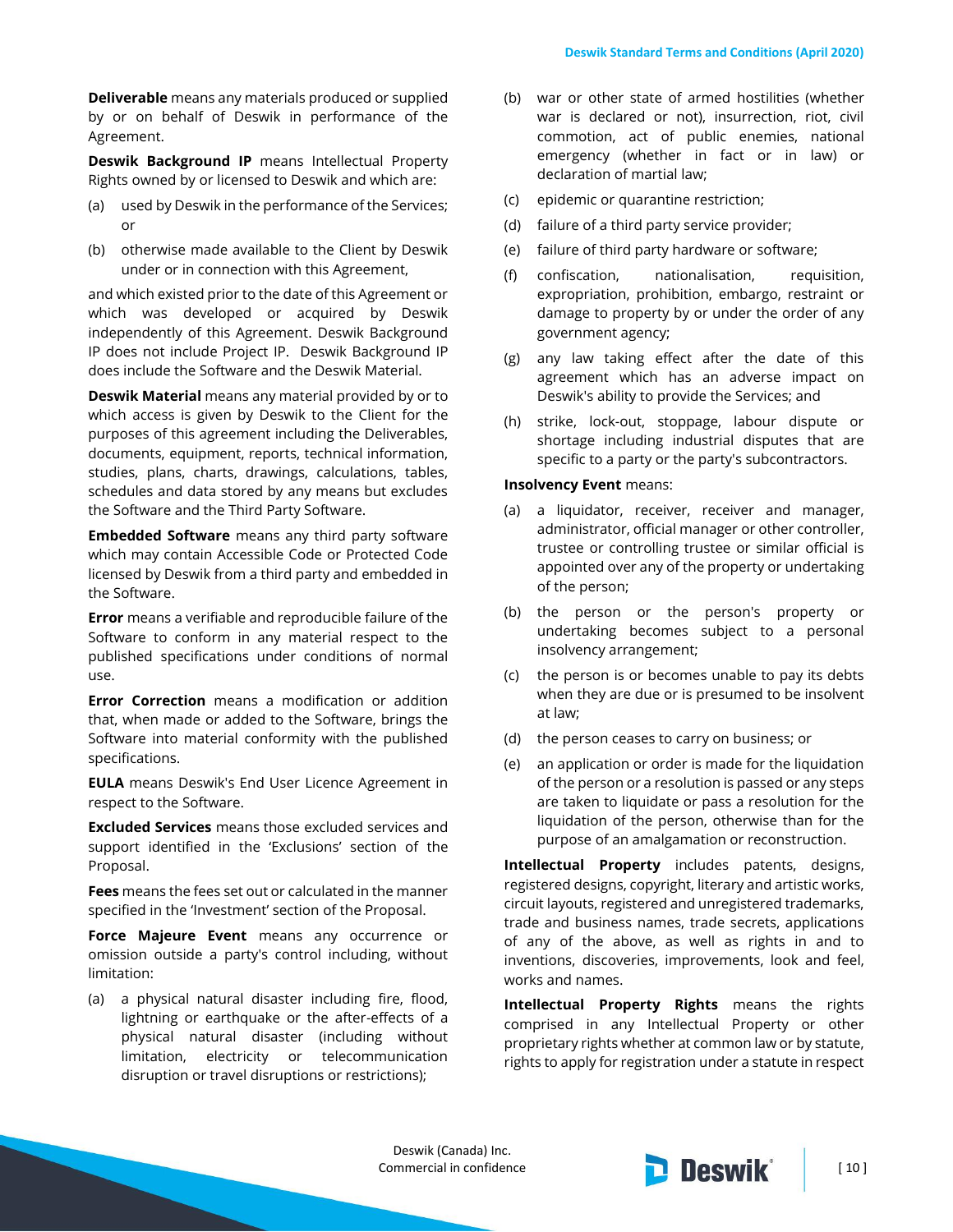**Deliverable** means any materials produced or supplied by or on behalf of Deswik in performance of the Agreement.

**Deswik Background IP** means Intellectual Property Rights owned by or licensed to Deswik and which are:

(a) used by Deswik in the performance of the Services; or

(b) otherwise made available to the Client by Deswik under or in connection with this Agreement,

and which existed prior to the date of this Agreement or which was developed or acquired by Deswik independently of this Agreement. Deswik Background IP does not include Project IP. Deswik Background IP does include the Software and the Deswik Material.

**Deswik Material** means any material provided by or to which access is given by Deswik to the Client for the purposes of this agreement including the Deliverables, documents, equipment, reports, technical information, studies, plans, charts, drawings, calculations, tables, schedules and data stored by any means but excludes the Software and the Third Party Software.

**Embedded Software** means any third party software which may contain Accessible Code or Protected Code licensed by Deswik from a third party and embedded in the Software.

**Error** means a verifiable and reproducible failure of the Software to conform in any material respect to the published specifications under conditions of normal use.

**Error Correction** means a modification or addition that, when made or added to the Software, brings the Software into material conformity with the published specifications.

**EULA** means Deswik's End User Licence Agreement in respect to the Software.

**Excluded Services** means those excluded services and support identified in the 'Exclusions' section of the Proposal.

**Fees** means the fees set out or calculated in the manner specified in the 'Investment' section of the Proposal.

**Force Majeure Event** means any occurrence or omission outside a party's control including, without limitation:

(a) a physical natural disaster including fire, flood, lightning or earthquake or the after-effects of a physical natural disaster (including without limitation, electricity or telecommunication disruption or travel disruptions or restrictions);

(b) war or other state of armed hostilities (whether war is declared or not), insurrection, riot, civil commotion, act of public enemies, national emergency (whether in fact or in law) or declaration of martial law;

(c) epidemic or quarantine restriction;

(d) failure of a third party service provider;

(e) failure of third party hardware or software;

(f) confiscation, nationalisation, requisition, expropriation, prohibition, embargo, restraint or damage to property by or under the order of any government agency;

(g) any law taking effect after the date of this agreement which has an adverse impact on Deswik's ability to provide the Services; and

(h) strike, lock-out, stoppage, labour dispute or shortage including industrial disputes that are specific to a party or the party's subcontractors.

**Insolvency Event** means:

(a) a liquidator, receiver, receiver and manager, administrator, official manager or other controller, trustee or controlling trustee or similar official is appointed over any of the property or undertaking of the person;

(b) the person or the person's property or undertaking becomes subject to a personal insolvency arrangement;

(c) the person is or becomes unable to pay its debts when they are due or is presumed to be insolvent at law;

(d) the person ceases to carry on business; or

(e) an application or order is made for the liquidation of the person or a resolution is passed or any steps are taken to liquidate or pass a resolution for the liquidation of the person, otherwise than for the purpose of an amalgamation or reconstruction.

**Intellectual Property** includes patents, designs, registered designs, copyright, literary and artistic works, circuit layouts, registered and unregistered trademarks, trade and business names, trade secrets, applications of any of the above, as well as rights in and to inventions, discoveries, improvements, look and feel, works and names.

**Intellectual Property Rights** means the rights comprised in any Intellectual Property or other proprietary rights whether at common law or by statute, rights to apply for registration under a statute in respect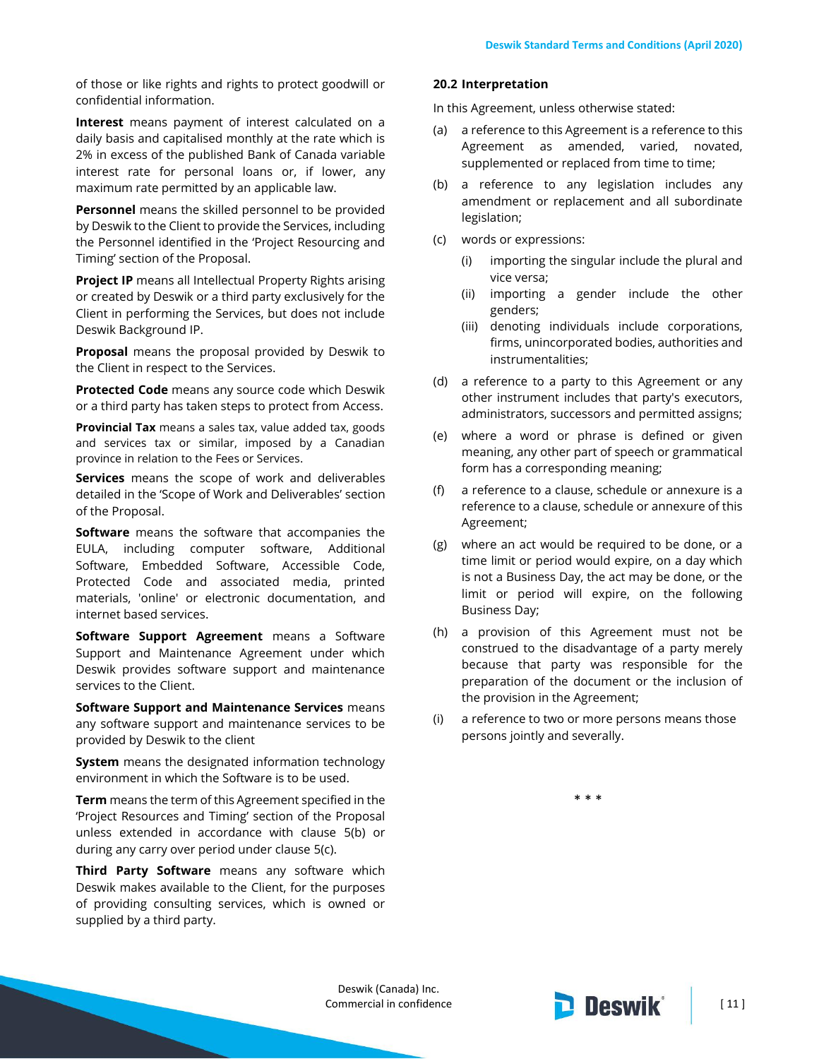of those or like rights and rights to protect goodwill or confidential information.

**Interest** means payment of interest calculated on a daily basis and capitalised monthly at the rate which is 2% in excess of the published Bank of Canada variable interest rate for personal loans or, if lower, any maximum rate permitted by an applicable law.

**Personnel** means the skilled personnel to be provided by Deswik to the Client to provide the Services, including the Personnel identified in the 'Project Resourcing and Timing' section of the Proposal.

**Project IP** means all Intellectual Property Rights arising or created by Deswik or a third party exclusively for the Client in performing the Services, but does not include Deswik Background IP.

**Proposal** means the proposal provided by Deswik to the Client in respect to the Services.

**Protected Code** means any source code which Deswik or a third party has taken steps to protect from Access.

**Provincial Tax** means a sales tax, value added tax, goods and services tax or similar, imposed by a Canadian province in relation to the Fees or Services.

**Services** means the scope of work and deliverables detailed in the 'Scope of Work and Deliverables' section of the Proposal.

**Software** means the software that accompanies the EULA, including computer software, Additional Software, Embedded Software, Accessible Code, Protected Code and associated media, printed materials, 'online' or electronic documentation, and internet based services.

**Software Support Agreement** means a Software Support and Maintenance Agreement under which Deswik provides software support and maintenance services to the Client.

**Software Support and Maintenance Services** means any software support and maintenance services to be provided by Deswik to the client

**System** means the designated information technology environment in which the Software is to be used.

**Term** means the term of this Agreement specified in the 'Project Resources and Timing' section of the Proposal unless extended in accordance with clause 5(b) or during any carry over period under clause 5(c).

**Third Party Software** means any software which Deswik makes available to the Client, for the purposes of providing consulting services, which is owned or supplied by a third party.

### 20.2 Interpretation

In this Agreement, unless otherwise stated:

(a) a reference to this Agreement is a reference to this Agreement as amended, varied, novated, supplemented or replaced from time to time;

(b) a reference to any legislation includes any amendment or replacement and all subordinate legislation;

(c) words or expressions:

  (i) importing the singular include the plural and vice versa;

  (ii) importing a gender include the other genders;

  (iii) denoting individuals include corporations, firms, unincorporated bodies, authorities and instrumentalities;

(d) a reference to a party to this Agreement or any other instrument includes that party's executors, administrators, successors and permitted assigns;

(e) where a word or phrase is defined or given meaning, any other part of speech or grammatical form has a corresponding meaning;

(f) a reference to a clause, schedule or annexure is a reference to a clause, schedule or annexure of this Agreement;

(g) where an act would be required to be done, or a time limit or period would expire, on a day which is not a Business Day, the act may be done, or the limit or period will expire, on the following Business Day;

(h) a provision of this Agreement must not be construed to the disadvantage of a party merely because that party was responsible for the preparation of the document or the inclusion of the provision in the Agreement;

(i) a reference to two or more persons means those persons jointly and severally.

* * *